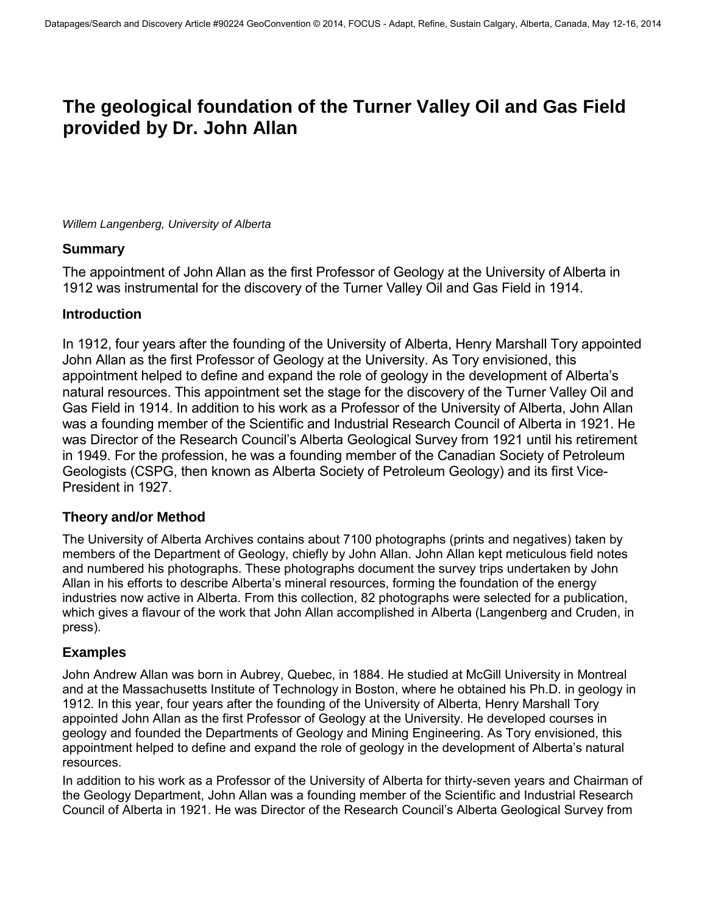# The geological foundation of the Turner Valley Oil and Gas Field provided by Dr. John Allan

*Willem Langenberg, University of Alberta*

## Summary

The appointment of John Allan as the first Professor of Geology at the University of Alberta in 1912 was instrumental for the discovery of the Turner Valley Oil and Gas Field in 1914.

## Introduction

In 1912, four years after the founding of the University of Alberta, Henry Marshall Tory appointed John Allan as the first Professor of Geology at the University. As Tory envisioned, this appointment helped to define and expand the role of geology in the development of Alberta's natural resources. This appointment set the stage for the discovery of the Turner Valley Oil and Gas Field in 1914. In addition to his work as a Professor of the University of Alberta, John Allan was a founding member of the Scientific and Industrial Research Council of Alberta in 1921. He was Director of the Research Council's Alberta Geological Survey from 1921 until his retirement in 1949. For the profession, he was a founding member of the Canadian Society of Petroleum Geologists (CSPG, then known as Alberta Society of Petroleum Geology) and its first Vice-President in 1927.

## Theory and/or Method

The University of Alberta Archives contains about 7100 photographs (prints and negatives) taken by members of the Department of Geology, chiefly by John Allan. John Allan kept meticulous field notes and numbered his photographs. These photographs document the survey trips undertaken by John Allan in his efforts to describe Alberta's mineral resources, forming the foundation of the energy industries now active in Alberta. From this collection, 82 photographs were selected for a publication, which gives a flavour of the work that John Allan accomplished in Alberta (Langenberg and Cruden, in press).

## Examples

John Andrew Allan was born in Aubrey, Quebec, in 1884. He studied at McGill University in Montreal and at the Massachusetts Institute of Technology in Boston, where he obtained his Ph.D. in geology in 1912. In this year, four years after the founding of the University of Alberta, Henry Marshall Tory appointed John Allan as the first Professor of Geology at the University. He developed courses in geology and founded the Departments of Geology and Mining Engineering. As Tory envisioned, this appointment helped to define and expand the role of geology in the development of Alberta's natural resources.

In addition to his work as a Professor of the University of Alberta for thirty-seven years and Chairman of the Geology Department, John Allan was a founding member of the Scientific and Industrial Research Council of Alberta in 1921. He was Director of the Research Council's Alberta Geological Survey from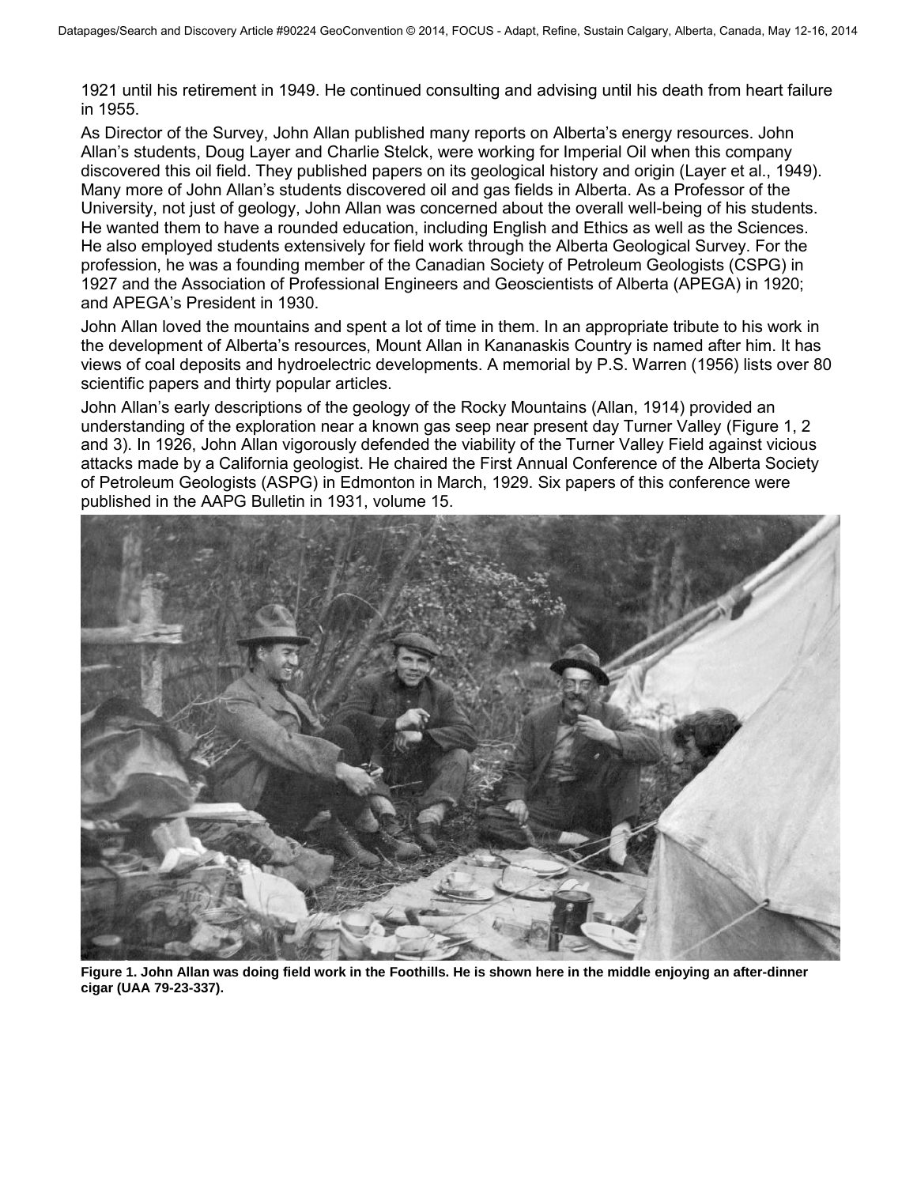1921 until his retirement in 1949. He continued consulting and advising until his death from heart failure in 1955.

As Director of the Survey, John Allan published many reports on Alberta's energy resources. John Allan's students, Doug Layer and Charlie Stelck, were working for Imperial Oil when this company discovered this oil field. They published papers on its geological history and origin (Layer et al., 1949). Many more of John Allan's students discovered oil and gas fields in Alberta. As a Professor of the University, not just of geology, John Allan was concerned about the overall well-being of his students. He wanted them to have a rounded education, including English and Ethics as well as the Sciences. He also employed students extensively for field work through the Alberta Geological Survey. For the profession, he was a founding member of the Canadian Society of Petroleum Geologists (CSPG) in 1927 and the Association of Professional Engineers and Geoscientists of Alberta (APEGA) in 1920; and APEGA's President in 1930.

John Allan loved the mountains and spent a lot of time in them. In an appropriate tribute to his work in the development of Alberta's resources, Mount Allan in Kananaskis Country is named after him. It has views of coal deposits and hydroelectric developments. A memorial by P.S. Warren (1956) lists over 80 scientific papers and thirty popular articles.

John Allan's early descriptions of the geology of the Rocky Mountains (Allan, 1914) provided an understanding of the exploration near a known gas seep near present day Turner Valley (Figure 1, 2 and 3). In 1926, John Allan vigorously defended the viability of the Turner Valley Field against vicious attacks made by a California geologist. He chaired the First Annual Conference of the Alberta Society of Petroleum Geologists (ASPG) in Edmonton in March, 1929. Six papers of this conference were published in the AAPG Bulletin in 1931, volume 15.

**Figure 1. John Allan was doing field work in the Foothills. He is shown here in the middle enjoying an after-dinner cigar (UAA 79-23-337).**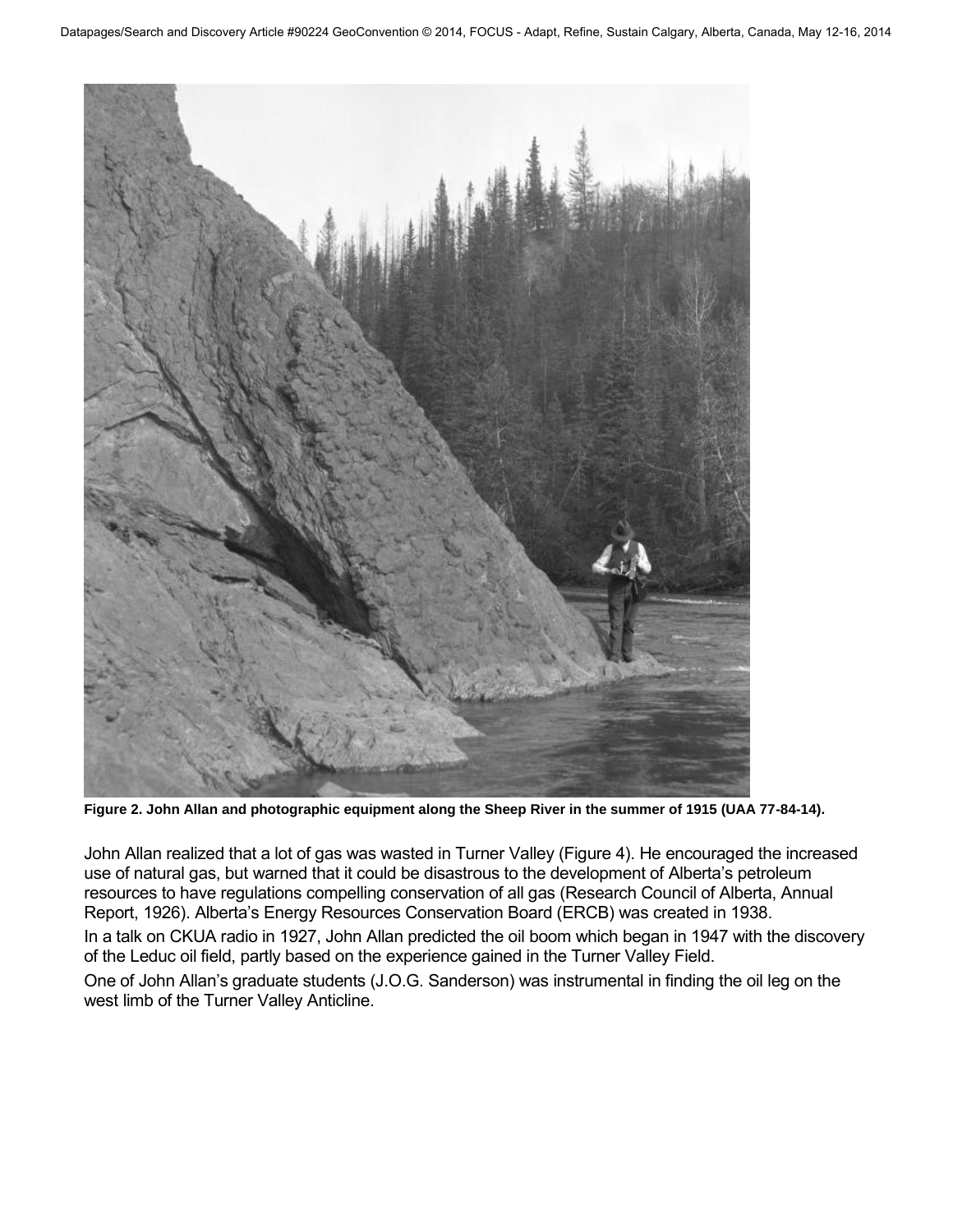Figure 2. John Allan and photographic equipment along the Sheep River in the summer of 1915 (UAA 77-84-14).

John Allan realized that a lot of gas was wasted in Turner Valley (Figure 4). He encouraged the increased use of natural gas, but warned that it could be disastrous to the development of Alberta's petroleum resources to have regulations compelling conservation of all gas (Research Council of Alberta, Annual Report, 1926). Alberta's Energy Resources Conservation Board (ERCB) was created in 1938.

In a talk on CKUA radio in 1927, John Allan predicted the oil boom which began in 1947 with the discovery of the Leduc oil field, partly based on the experience gained in the Turner Valley Field.

One of John Allan's graduate students (J.O.G. Sanderson) was instrumental in finding the oil leg on the west limb of the Turner Valley Anticline.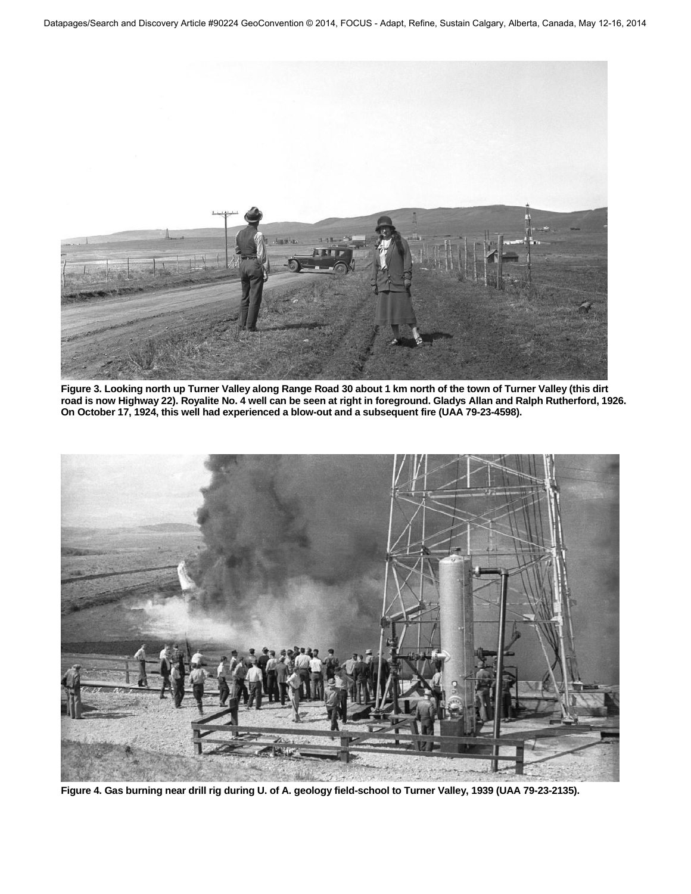Figure 3. Looking north up Turner Valley along Range Road 30 about 1 km north of the town of Turner Valley (this dirt road is now Highway 22). Royalite No. 4 well can be seen at right in foreground. Gladys Allan and Ralph Rutherford, 1926. On October 17, 1924, this well had experienced a blow-out and a subsequent fire (UAA 79-23-4598).

Figure 4. Gas burning near drill rig during U. of A. geology field-school to Turner Valley, 1939 (UAA 79-23-2135).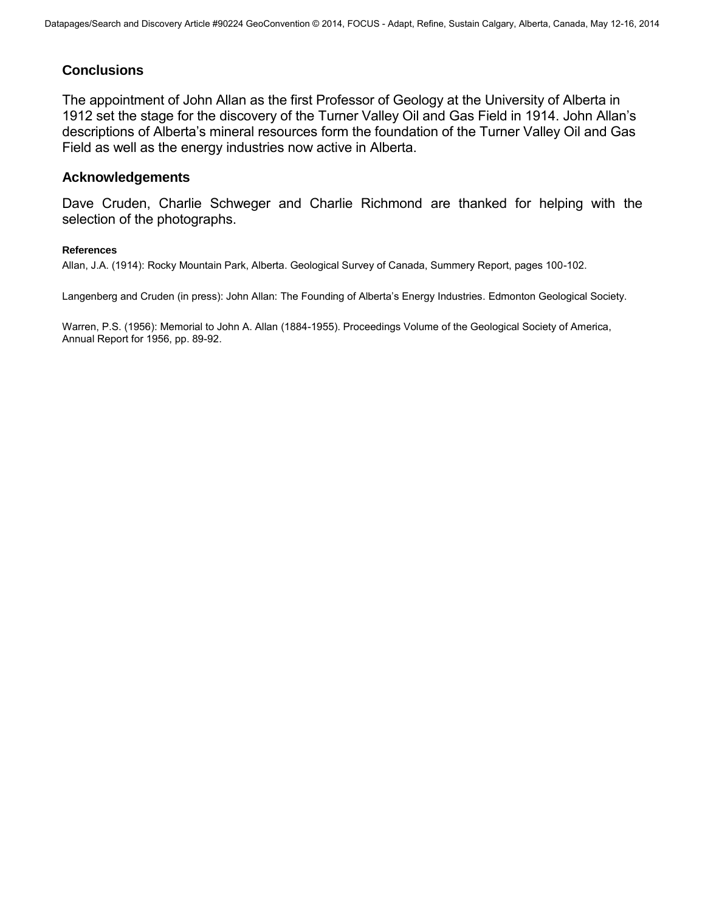## Conclusions

The appointment of John Allan as the first Professor of Geology at the University of Alberta in 1912 set the stage for the discovery of the Turner Valley Oil and Gas Field in 1914. John Allan's descriptions of Alberta's mineral resources form the foundation of the Turner Valley Oil and Gas Field as well as the energy industries now active in Alberta.

## Acknowledgements

Dave Cruden, Charlie Schweger and Charlie Richmond are thanked for helping with the selection of the photographs.

### References

Allan, J.A. (1914): Rocky Mountain Park, Alberta. Geological Survey of Canada, Summery Report, pages 100-102.

Langenberg and Cruden (in press): John Allan: The Founding of Alberta's Energy Industries. Edmonton Geological Society.

Warren, P.S. (1956): Memorial to John A. Allan (1884-1955). Proceedings Volume of the Geological Society of America, Annual Report for 1956, pp. 89-92.